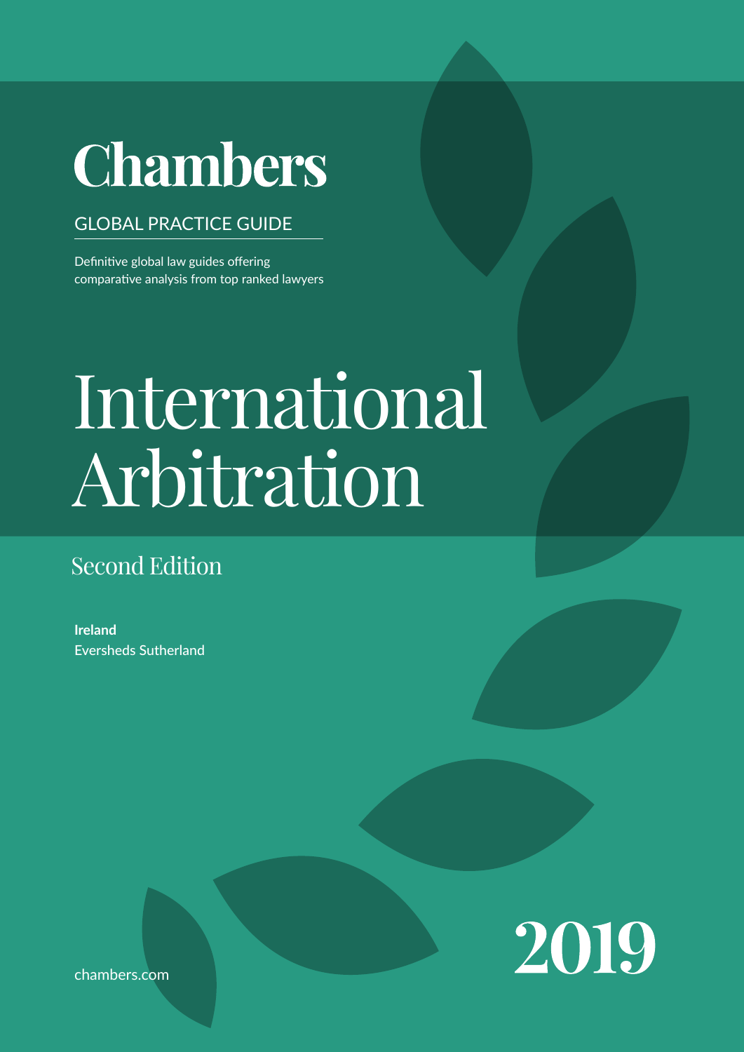# Chambers

GLOBAL PRACTICE GUIDE

Definitive global law guides offering comparative analysis from top ranked lawyers

# International Arbitration

## Second Edition

**Ireland**
Eversheds Sutherland

chambers.com

2019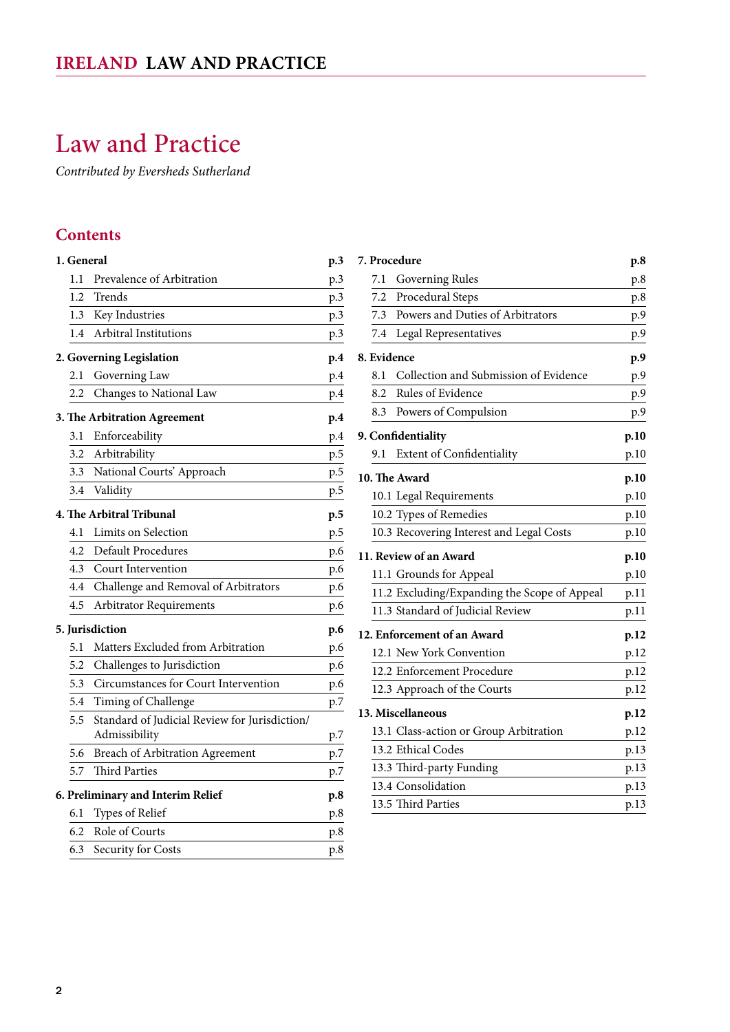# Law and Practice

*Contributed by Eversheds Sutherland*

## Contents

**1. General p.3**
- 1.1 Prevalence of Arbitration p.3
- 1.2 Trends p.3
- 1.3 Key Industries p.3
- 1.4 Arbitral Institutions p.3

**2. Governing Legislation p.4**
- 2.1 Governing Law p.4
- 2.2 Changes to National Law p.4

**3. The Arbitration Agreement p.4**
- 3.1 Enforceability p.4
- 3.2 Arbitrability p.5
- 3.3 National Courts' Approach p.5
- 3.4 Validity p.5

**4. The Arbitral Tribunal p.5**
- 4.1 Limits on Selection p.5
- 4.2 Default Procedures p.6
- 4.3 Court Intervention p.6
- 4.4 Challenge and Removal of Arbitrators p.6
- 4.5 Arbitrator Requirements p.6

**5. Jurisdiction p.6**
- 5.1 Matters Excluded from Arbitration p.6
- 5.2 Challenges to Jurisdiction p.6
- 5.3 Circumstances for Court Intervention p.6
- 5.4 Timing of Challenge p.7
- 5.5 Standard of Judicial Review for Jurisdiction/Admissibility p.7
- 5.6 Breach of Arbitration Agreement p.7
- 5.7 Third Parties p.7

**6. Preliminary and Interim Relief p.8**
- 6.1 Types of Relief p.8
- 6.2 Role of Courts p.8
- 6.3 Security for Costs p.8

**7. Procedure p.8**
- 7.1 Governing Rules p.8
- 7.2 Procedural Steps p.8
- 7.3 Powers and Duties of Arbitrators p.9
- 7.4 Legal Representatives p.9

**8. Evidence p.9**
- 8.1 Collection and Submission of Evidence p.9
- 8.2 Rules of Evidence p.9
- 8.3 Powers of Compulsion p.9

**9. Confidentiality p.10**
- 9.1 Extent of Confidentiality p.10

**10. The Award p.10**
- 10.1 Legal Requirements p.10
- 10.2 Types of Remedies p.10
- 10.3 Recovering Interest and Legal Costs p.10

**11. Review of an Award p.10**
- 11.1 Grounds for Appeal p.10
- 11.2 Excluding/Expanding the Scope of Appeal p.11
- 11.3 Standard of Judicial Review p.11

**12. Enforcement of an Award p.12**
- 12.1 New York Convention p.12
- 12.2 Enforcement Procedure p.12
- 12.3 Approach of the Courts p.12

**13. Miscellaneous p.12**
- 13.1 Class-action or Group Arbitration p.12
- 13.2 Ethical Codes p.13
- 13.3 Third-party Funding p.13
- 13.4 Consolidation p.13
- 13.5 Third Parties p.13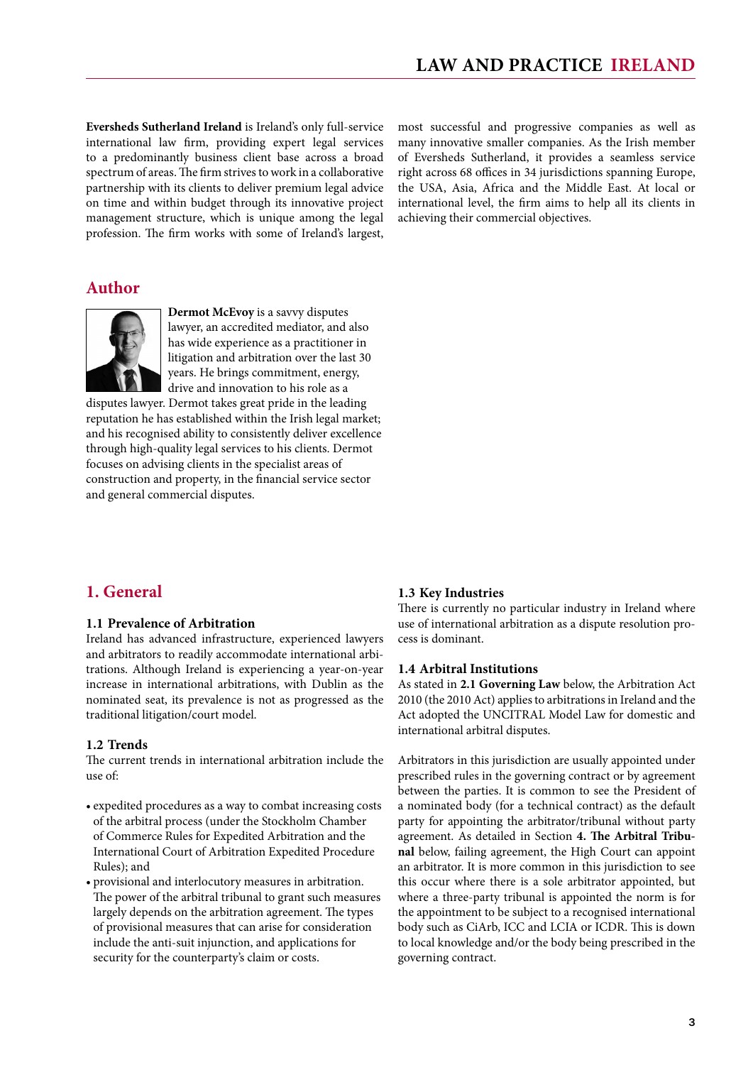**Eversheds Sutherland Ireland** is Ireland's only full-service international law firm, providing expert legal services to a predominantly business client base across a broad spectrum of areas. The firm strives to work in a collaborative partnership with its clients to deliver premium legal advice on time and within budget through its innovative project management structure, which is unique among the legal profession. The firm works with some of Ireland's largest, most successful and progressive companies as well as many innovative smaller companies. As the Irish member of Eversheds Sutherland, it provides a seamless service right across 68 offices in 34 jurisdictions spanning Europe, the USA, Asia, Africa and the Middle East. At local or international level, the firm aims to help all its clients in achieving their commercial objectives.

## Author

**Dermot McEvoy** is a savvy disputes lawyer, an accredited mediator, and also has wide experience as a practitioner in litigation and arbitration over the last 30 years. He brings commitment, energy, drive and innovation to his role as a disputes lawyer. Dermot takes great pride in the leading reputation he has established within the Irish legal market; and his recognised ability to consistently deliver excellence through high-quality legal services to his clients. Dermot focuses on advising clients in the specialist areas of construction and property, in the financial service sector and general commercial disputes.

## 1. General

### 1.1 Prevalence of Arbitration

Ireland has advanced infrastructure, experienced lawyers and arbitrators to readily accommodate international arbitrations. Although Ireland is experiencing a year-on-year increase in international arbitrations, with Dublin as the nominated seat, its prevalence is not as progressed as the traditional litigation/court model.

### 1.2 Trends

The current trends in international arbitration include the use of:

- expedited procedures as a way to combat increasing costs of the arbitral process (under the Stockholm Chamber of Commerce Rules for Expedited Arbitration and the International Court of Arbitration Expedited Procedure Rules); and
- provisional and interlocutory measures in arbitration. The power of the arbitral tribunal to grant such measures largely depends on the arbitration agreement. The types of provisional measures that can arise for consideration include the anti-suit injunction, and applications for security for the counterparty's claim or costs.

### 1.3 Key Industries

There is currently no particular industry in Ireland where use of international arbitration as a dispute resolution process is dominant.

### 1.4 Arbitral Institutions

As stated in **2.1 Governing Law** below, the Arbitration Act 2010 (the 2010 Act) applies to arbitrations in Ireland and the Act adopted the UNCITRAL Model Law for domestic and international arbitral disputes.

Arbitrators in this jurisdiction are usually appointed under prescribed rules in the governing contract or by agreement between the parties. It is common to see the President of a nominated body (for a technical contract) as the default party for appointing the arbitrator/tribunal without party agreement. As detailed in Section **4. The Arbitral Tribunal** below, failing agreement, the High Court can appoint an arbitrator. It is more common in this jurisdiction to see this occur where there is a sole arbitrator appointed, but where a three-party tribunal is appointed the norm is for the appointment to be subject to a recognised international body such as CiArb, ICC and LCIA or ICDR. This is down to local knowledge and/or the body being prescribed in the governing contract.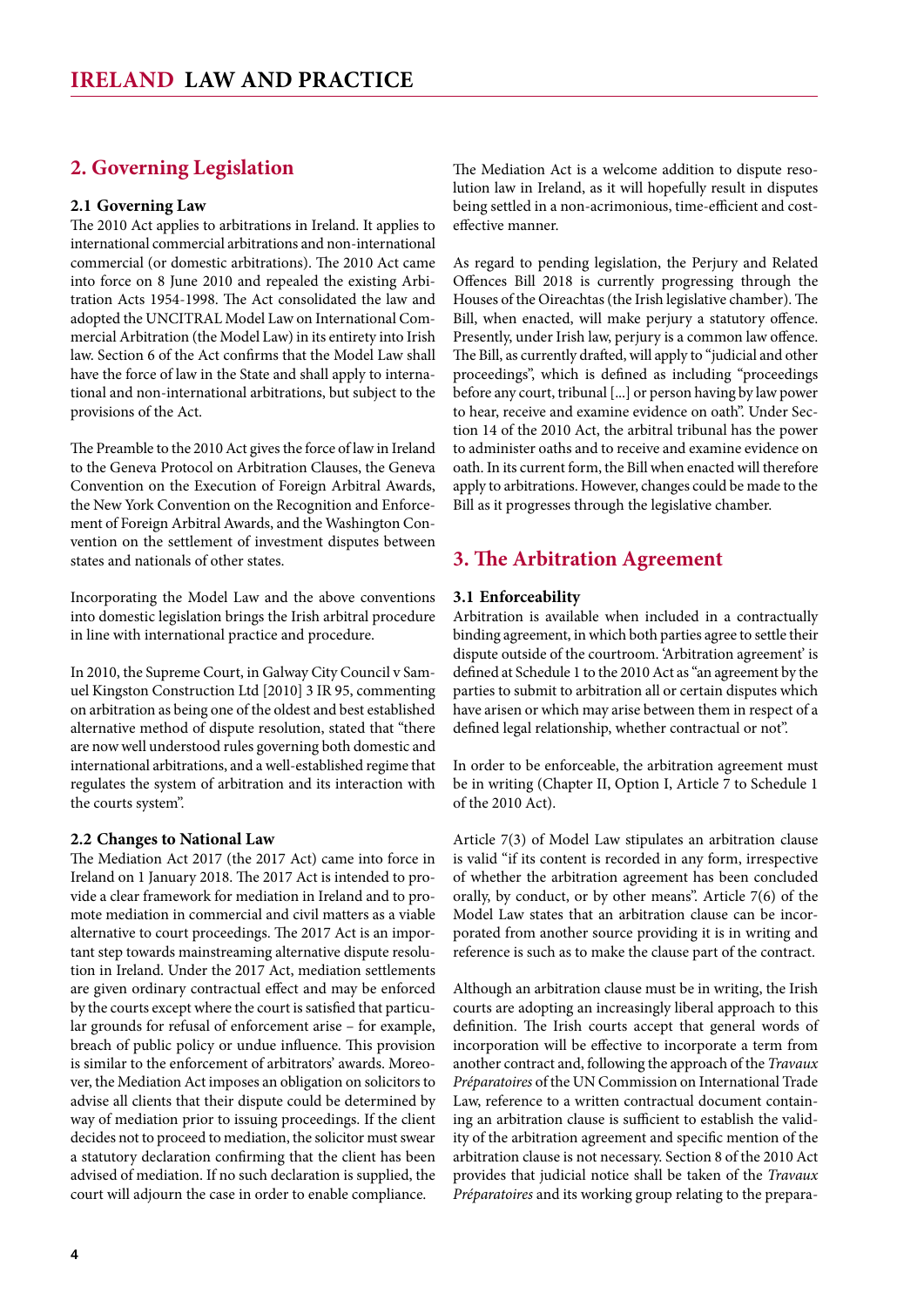## 2. Governing Legislation

### 2.1 Governing Law

The 2010 Act applies to arbitrations in Ireland. It applies to international commercial arbitrations and non-international commercial (or domestic arbitrations). The 2010 Act came into force on 8 June 2010 and repealed the existing Arbitration Acts 1954-1998. The Act consolidated the law and adopted the UNCITRAL Model Law on International Commercial Arbitration (the Model Law) in its entirety into Irish law. Section 6 of the Act confirms that the Model Law shall have the force of law in the State and shall apply to international and non-international arbitrations, but subject to the provisions of the Act.

The Preamble to the 2010 Act gives the force of law in Ireland to the Geneva Protocol on Arbitration Clauses, the Geneva Convention on the Execution of Foreign Arbitral Awards, the New York Convention on the Recognition and Enforcement of Foreign Arbitral Awards, and the Washington Convention on the settlement of investment disputes between states and nationals of other states.

Incorporating the Model Law and the above conventions into domestic legislation brings the Irish arbitral procedure in line with international practice and procedure.

In 2010, the Supreme Court, in Galway City Council v Samuel Kingston Construction Ltd [2010] 3 IR 95, commenting on arbitration as being one of the oldest and best established alternative method of dispute resolution, stated that "there are now well understood rules governing both domestic and international arbitrations, and a well-established regime that regulates the system of arbitration and its interaction with the courts system".

### 2.2 Changes to National Law

The Mediation Act 2017 (the 2017 Act) came into force in Ireland on 1 January 2018. The 2017 Act is intended to provide a clear framework for mediation in Ireland and to promote mediation in commercial and civil matters as a viable alternative to court proceedings. The 2017 Act is an important step towards mainstreaming alternative dispute resolution in Ireland. Under the 2017 Act, mediation settlements are given ordinary contractual effect and may be enforced by the courts except where the court is satisfied that particular grounds for refusal of enforcement arise – for example, breach of public policy or undue influence. This provision is similar to the enforcement of arbitrators' awards. Moreover, the Mediation Act imposes an obligation on solicitors to advise all clients that their dispute could be determined by way of mediation prior to issuing proceedings. If the client decides not to proceed to mediation, the solicitor must swear a statutory declaration confirming that the client has been advised of mediation. If no such declaration is supplied, the court will adjourn the case in order to enable compliance.

The Mediation Act is a welcome addition to dispute resolution law in Ireland, as it will hopefully result in disputes being settled in a non-acrimonious, time-efficient and cost-effective manner.

As regard to pending legislation, the Perjury and Related Offences Bill 2018 is currently progressing through the Houses of the Oireachtas (the Irish legislative chamber). The Bill, when enacted, will make perjury a statutory offence. Presently, under Irish law, perjury is a common law offence. The Bill, as currently drafted, will apply to "judicial and other proceedings", which is defined as including "proceedings before any court, tribunal [...] or person having by law power to hear, receive and examine evidence on oath". Under Section 14 of the 2010 Act, the arbitral tribunal has the power to administer oaths and to receive and examine evidence on oath. In its current form, the Bill when enacted will therefore apply to arbitrations. However, changes could be made to the Bill as it progresses through the legislative chamber.

## 3. The Arbitration Agreement

### 3.1 Enforceability

Arbitration is available when included in a contractually binding agreement, in which both parties agree to settle their dispute outside of the courtroom. 'Arbitration agreement' is defined at Schedule 1 to the 2010 Act as "an agreement by the parties to submit to arbitration all or certain disputes which have arisen or which may arise between them in respect of a defined legal relationship, whether contractual or not".

In order to be enforceable, the arbitration agreement must be in writing (Chapter II, Option I, Article 7 to Schedule 1 of the 2010 Act).

Article 7(3) of Model Law stipulates an arbitration clause is valid "if its content is recorded in any form, irrespective of whether the arbitration agreement has been concluded orally, by conduct, or by other means". Article 7(6) of the Model Law states that an arbitration clause can be incorporated from another source providing it is in writing and reference is such as to make the clause part of the contract.

Although an arbitration clause must be in writing, the Irish courts are adopting an increasingly liberal approach to this definition. The Irish courts accept that general words of incorporation will be effective to incorporate a term from another contract and, following the approach of the *Travaux Préparatoires* of the UN Commission on International Trade Law, reference to a written contractual document containing an arbitration clause is sufficient to establish the validity of the arbitration agreement and specific mention of the arbitration clause is not necessary. Section 8 of the 2010 Act provides that judicial notice shall be taken of the *Travaux Préparatoires* and its working group relating to the prepara-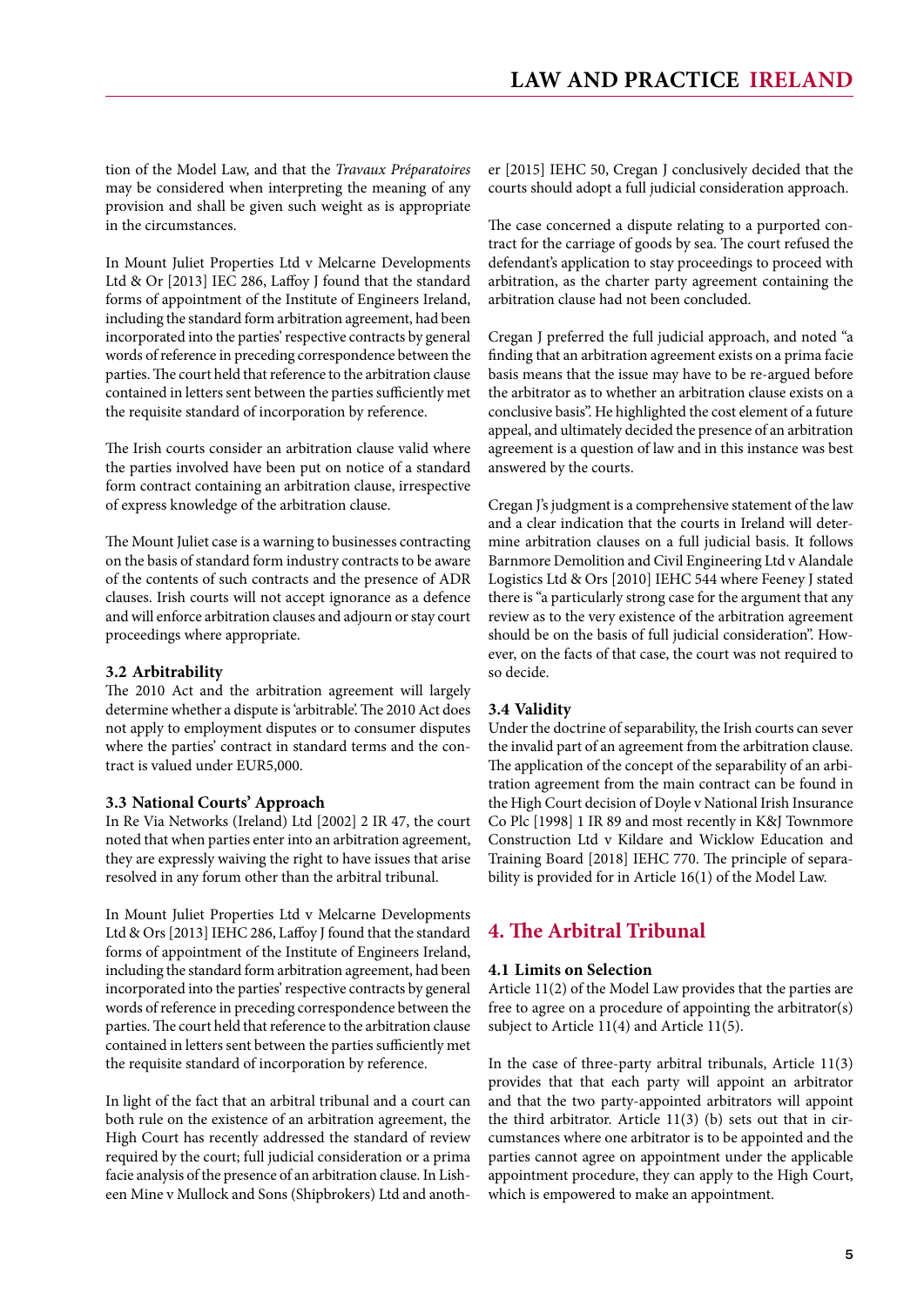tion of the Model Law, and that the *Travaux Préparatoires* may be considered when interpreting the meaning of any provision and shall be given such weight as is appropriate in the circumstances.

In Mount Juliet Properties Ltd v Melcarne Developments Ltd & Or [2013] IEC 286, Laffoy J found that the standard forms of appointment of the Institute of Engineers Ireland, including the standard form arbitration agreement, had been incorporated into the parties' respective contracts by general words of reference in preceding correspondence between the parties. The court held that reference to the arbitration clause contained in letters sent between the parties sufficiently met the requisite standard of incorporation by reference.

The Irish courts consider an arbitration clause valid where the parties involved have been put on notice of a standard form contract containing an arbitration clause, irrespective of express knowledge of the arbitration clause.

The Mount Juliet case is a warning to businesses contracting on the basis of standard form industry contracts to be aware of the contents of such contracts and the presence of ADR clauses. Irish courts will not accept ignorance as a defence and will enforce arbitration clauses and adjourn or stay court proceedings where appropriate.

### 3.2 Arbitrability

The 2010 Act and the arbitration agreement will largely determine whether a dispute is 'arbitrable'. The 2010 Act does not apply to employment disputes or to consumer disputes where the parties' contract in standard terms and the contract is valued under EUR5,000.

### 3.3 National Courts' Approach

In Re Via Networks (Ireland) Ltd [2002] 2 IR 47, the court noted that when parties enter into an arbitration agreement, they are expressly waiving the right to have issues that arise resolved in any forum other than the arbitral tribunal.

In Mount Juliet Properties Ltd v Melcarne Developments Ltd & Ors [2013] IEHC 286, Laffoy J found that the standard forms of appointment of the Institute of Engineers Ireland, including the standard form arbitration agreement, had been incorporated into the parties' respective contracts by general words of reference in preceding correspondence between the parties. The court held that reference to the arbitration clause contained in letters sent between the parties sufficiently met the requisite standard of incorporation by reference.

In light of the fact that an arbitral tribunal and a court can both rule on the existence of an arbitration agreement, the High Court has recently addressed the standard of review required by the court; full judicial consideration or a prima facie analysis of the presence of an arbitration clause. In Lisheen Mine v Mullock and Sons (Shipbrokers) Ltd and another [2015] IEHC 50, Cregan J conclusively decided that the courts should adopt a full judicial consideration approach.

The case concerned a dispute relating to a purported contract for the carriage of goods by sea. The court refused the defendant's application to stay proceedings to proceed with arbitration, as the charter party agreement containing the arbitration clause had not been concluded.

Cregan J preferred the full judicial approach, and noted "a finding that an arbitration agreement exists on a prima facie basis means that the issue may have to be re-argued before the arbitrator as to whether an arbitration clause exists on a conclusive basis". He highlighted the cost element of a future appeal, and ultimately decided the presence of an arbitration agreement is a question of law and in this instance was best answered by the courts.

Cregan J's judgment is a comprehensive statement of the law and a clear indication that the courts in Ireland will determine arbitration clauses on a full judicial basis. It follows Barnmore Demolition and Civil Engineering Ltd v Alandale Logistics Ltd & Ors [2010] IEHC 544 where Feeney J stated there is "a particularly strong case for the argument that any review as to the very existence of the arbitration agreement should be on the basis of full judicial consideration". However, on the facts of that case, the court was not required to so decide.

### 3.4 Validity

Under the doctrine of separability, the Irish courts can sever the invalid part of an agreement from the arbitration clause. The application of the concept of the separability of an arbitration agreement from the main contract can be found in the High Court decision of Doyle v National Irish Insurance Co Plc [1998] 1 IR 89 and most recently in K&J Townmore Construction Ltd v Kildare and Wicklow Education and Training Board [2018] IEHC 770. The principle of separability is provided for in Article 16(1) of the Model Law.

## 4. The Arbitral Tribunal

### 4.1 Limits on Selection

Article 11(2) of the Model Law provides that the parties are free to agree on a procedure of appointing the arbitrator(s) subject to Article 11(4) and Article 11(5).

In the case of three-party arbitral tribunals, Article 11(3) provides that that each party will appoint an arbitrator and that the two party-appointed arbitrators will appoint the third arbitrator. Article 11(3) (b) sets out that in circumstances where one arbitrator is to be appointed and the parties cannot agree on appointment under the applicable appointment procedure, they can apply to the High Court, which is empowered to make an appointment.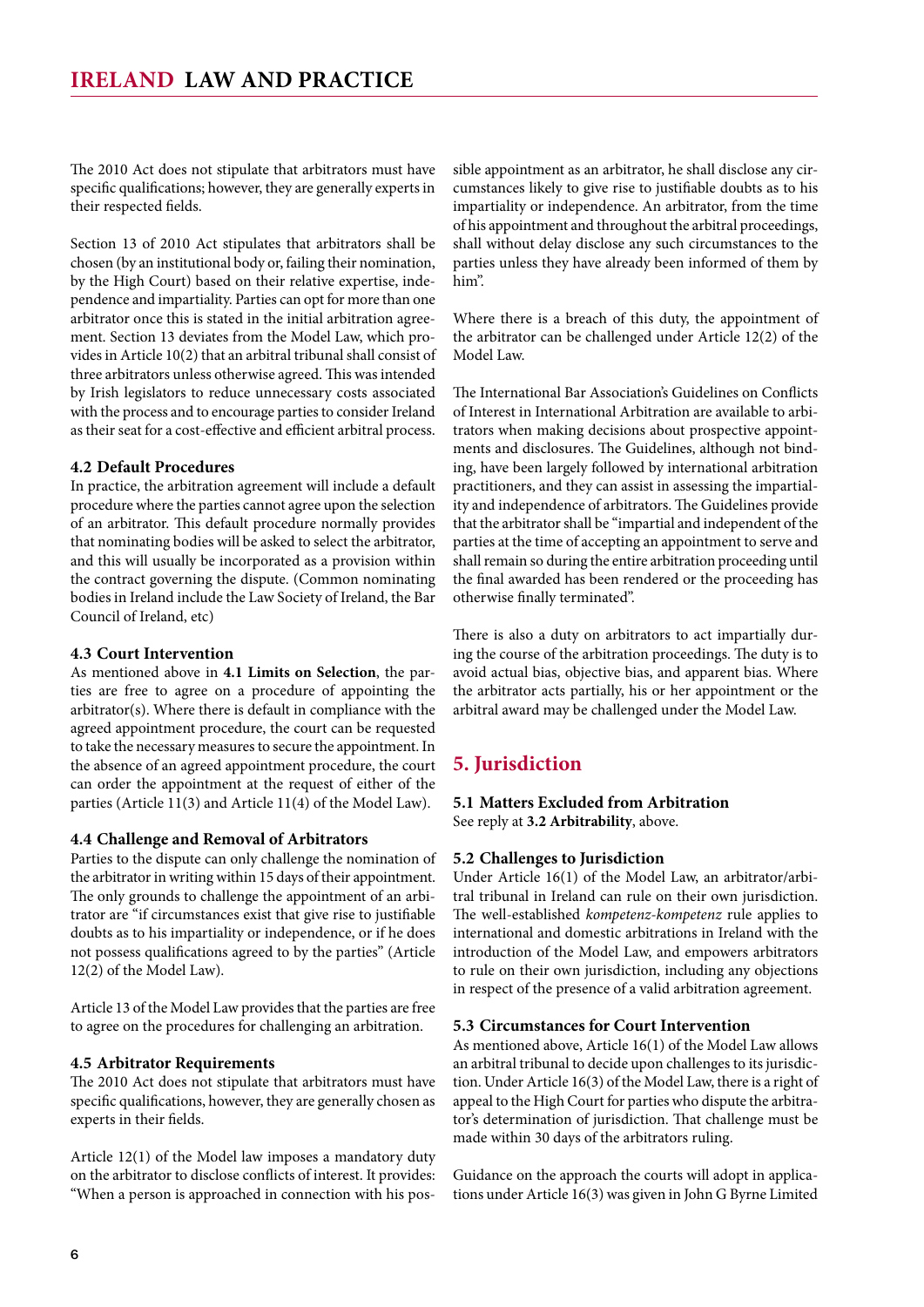The 2010 Act does not stipulate that arbitrators must have specific qualifications; however, they are generally experts in their respected fields.

Section 13 of 2010 Act stipulates that arbitrators shall be chosen (by an institutional body or, failing their nomination, by the High Court) based on their relative expertise, independence and impartiality. Parties can opt for more than one arbitrator once this is stated in the initial arbitration agreement. Section 13 deviates from the Model Law, which provides in Article 10(2) that an arbitral tribunal shall consist of three arbitrators unless otherwise agreed. This was intended by Irish legislators to reduce unnecessary costs associated with the process and to encourage parties to consider Ireland as their seat for a cost-effective and efficient arbitral process.

### 4.2 Default Procedures

In practice, the arbitration agreement will include a default procedure where the parties cannot agree upon the selection of an arbitrator. This default procedure normally provides that nominating bodies will be asked to select the arbitrator, and this will usually be incorporated as a provision within the contract governing the dispute. (Common nominating bodies in Ireland include the Law Society of Ireland, the Bar Council of Ireland, etc)

### 4.3 Court Intervention

As mentioned above in **4.1 Limits on Selection**, the parties are free to agree on a procedure of appointing the arbitrator(s). Where there is default in compliance with the agreed appointment procedure, the court can be requested to take the necessary measures to secure the appointment. In the absence of an agreed appointment procedure, the court can order the appointment at the request of either of the parties (Article 11(3) and Article 11(4) of the Model Law).

### 4.4 Challenge and Removal of Arbitrators

Parties to the dispute can only challenge the nomination of the arbitrator in writing within 15 days of their appointment. The only grounds to challenge the appointment of an arbitrator are "if circumstances exist that give rise to justifiable doubts as to his impartiality or independence, or if he does not possess qualifications agreed to by the parties" (Article 12(2) of the Model Law).

Article 13 of the Model Law provides that the parties are free to agree on the procedures for challenging an arbitration.

### 4.5 Arbitrator Requirements

The 2010 Act does not stipulate that arbitrators must have specific qualifications, however, they are generally chosen as experts in their fields.

Article 12(1) of the Model law imposes a mandatory duty on the arbitrator to disclose conflicts of interest. It provides: "When a person is approached in connection with his possible appointment as an arbitrator, he shall disclose any circumstances likely to give rise to justifiable doubts as to his impartiality or independence. An arbitrator, from the time of his appointment and throughout the arbitral proceedings, shall without delay disclose any such circumstances to the parties unless they have already been informed of them by him".

Where there is a breach of this duty, the appointment of the arbitrator can be challenged under Article 12(2) of the Model Law.

The International Bar Association's Guidelines on Conflicts of Interest in International Arbitration are available to arbitrators when making decisions about prospective appointments and disclosures. The Guidelines, although not binding, have been largely followed by international arbitration practitioners, and they can assist in assessing the impartiality and independence of arbitrators. The Guidelines provide that the arbitrator shall be "impartial and independent of the parties at the time of accepting an appointment to serve and shall remain so during the entire arbitration proceeding until the final awarded has been rendered or the proceeding has otherwise finally terminated".

There is also a duty on arbitrators to act impartially during the course of the arbitration proceedings. The duty is to avoid actual bias, objective bias, and apparent bias. Where the arbitrator acts partially, his or her appointment or the arbitral award may be challenged under the Model Law.

## 5. Jurisdiction

### 5.1 Matters Excluded from Arbitration

See reply at **3.2 Arbitrability**, above.

### 5.2 Challenges to Jurisdiction

Under Article 16(1) of the Model Law, an arbitrator/arbitral tribunal in Ireland can rule on their own jurisdiction. The well-established *kompetenz-kompetenz* rule applies to international and domestic arbitrations in Ireland with the introduction of the Model Law, and empowers arbitrators to rule on their own jurisdiction, including any objections in respect of the presence of a valid arbitration agreement.

### 5.3 Circumstances for Court Intervention

As mentioned above, Article 16(1) of the Model Law allows an arbitral tribunal to decide upon challenges to its jurisdiction. Under Article 16(3) of the Model Law, there is a right of appeal to the High Court for parties who dispute the arbitrator's determination of jurisdiction. That challenge must be made within 30 days of the arbitrators ruling.

Guidance on the approach the courts will adopt in applications under Article 16(3) was given in John G Byrne Limited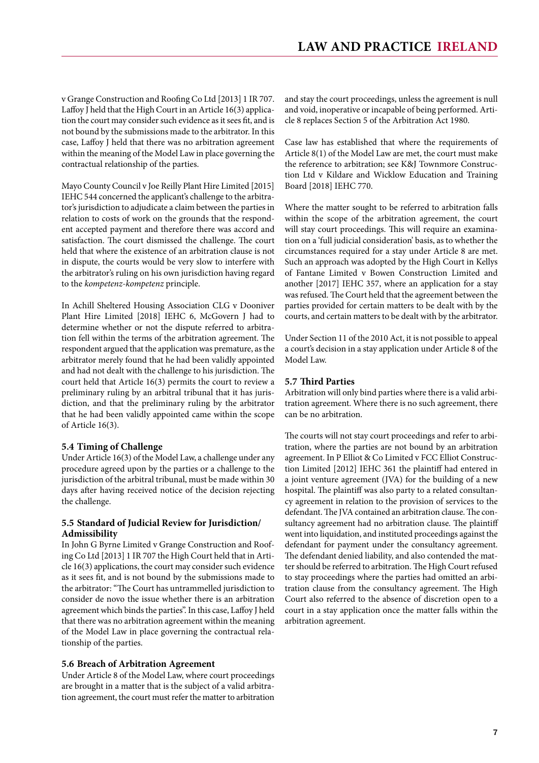v Grange Construction and Roofing Co Ltd [2013] 1 IR 707. Laffoy J held that the High Court in an Article 16(3) application the court may consider such evidence as it sees fit, and is not bound by the submissions made to the arbitrator. In this case, Laffoy J held that there was no arbitration agreement within the meaning of the Model Law in place governing the contractual relationship of the parties.

Mayo County Council v Joe Reilly Plant Hire Limited [2015] IEHC 544 concerned the applicant's challenge to the arbitrator's jurisdiction to adjudicate a claim between the parties in relation to costs of work on the grounds that the respondent accepted payment and therefore there was accord and satisfaction. The court dismissed the challenge. The court held that where the existence of an arbitration clause is not in dispute, the courts would be very slow to interfere with the arbitrator's ruling on his own jurisdiction having regard to the *kompetenz-kompetenz* principle.

In Achill Sheltered Housing Association CLG v Dooniver Plant Hire Limited [2018] IEHC 6, McGovern J had to determine whether or not the dispute referred to arbitration fell within the terms of the arbitration agreement. The respondent argued that the application was premature, as the arbitrator merely found that he had been validly appointed and had not dealt with the challenge to his jurisdiction. The court held that Article 16(3) permits the court to review a preliminary ruling by an arbitral tribunal that it has jurisdiction, and that the preliminary ruling by the arbitrator that he had been validly appointed came within the scope of Article 16(3).

### 5.4 Timing of Challenge

Under Article 16(3) of the Model Law, a challenge under any procedure agreed upon by the parties or a challenge to the jurisdiction of the arbitral tribunal, must be made within 30 days after having received notice of the decision rejecting the challenge.

### 5.5 Standard of Judicial Review for Jurisdiction/ Admissibility

In John G Byrne Limited v Grange Construction and Roofing Co Ltd [2013] 1 IR 707 the High Court held that in Article 16(3) applications, the court may consider such evidence as it sees fit, and is not bound by the submissions made to the arbitrator: "The Court has untrammelled jurisdiction to consider de novo the issue whether there is an arbitration agreement which binds the parties". In this case, Laffoy J held that there was no arbitration agreement within the meaning of the Model Law in place governing the contractual relationship of the parties.

### 5.6 Breach of Arbitration Agreement

Under Article 8 of the Model Law, where court proceedings are brought in a matter that is the subject of a valid arbitration agreement, the court must refer the matter to arbitration and stay the court proceedings, unless the agreement is null and void, inoperative or incapable of being performed. Article 8 replaces Section 5 of the Arbitration Act 1980.

Case law has established that where the requirements of Article 8(1) of the Model Law are met, the court must make the reference to arbitration; see K&J Townmore Construction Ltd v Kildare and Wicklow Education and Training Board [2018] IEHC 770.

Where the matter sought to be referred to arbitration falls within the scope of the arbitration agreement, the court will stay court proceedings. This will require an examination on a 'full judicial consideration' basis, as to whether the circumstances required for a stay under Article 8 are met. Such an approach was adopted by the High Court in Kellys of Fantane Limited v Bowen Construction Limited and another [2017] IEHC 357, where an application for a stay was refused. The Court held that the agreement between the parties provided for certain matters to be dealt with by the courts, and certain matters to be dealt with by the arbitrator.

Under Section 11 of the 2010 Act, it is not possible to appeal a court's decision in a stay application under Article 8 of the Model Law.

### 5.7 Third Parties

Arbitration will only bind parties where there is a valid arbitration agreement. Where there is no such agreement, there can be no arbitration.

The courts will not stay court proceedings and refer to arbitration, where the parties are not bound by an arbitration agreement. In P Elliot & Co Limited v FCC Elliot Construction Limited [2012] IEHC 361 the plaintiff had entered in a joint venture agreement (JVA) for the building of a new hospital. The plaintiff was also party to a related consultancy agreement in relation to the provision of services to the defendant. The JVA contained an arbitration clause. The consultancy agreement had no arbitration clause. The plaintiff went into liquidation, and instituted proceedings against the defendant for payment under the consultancy agreement. The defendant denied liability, and also contended the matter should be referred to arbitration. The High Court refused to stay proceedings where the parties had omitted an arbitration clause from the consultancy agreement. The High Court also referred to the absence of discretion open to a court in a stay application once the matter falls within the arbitration agreement.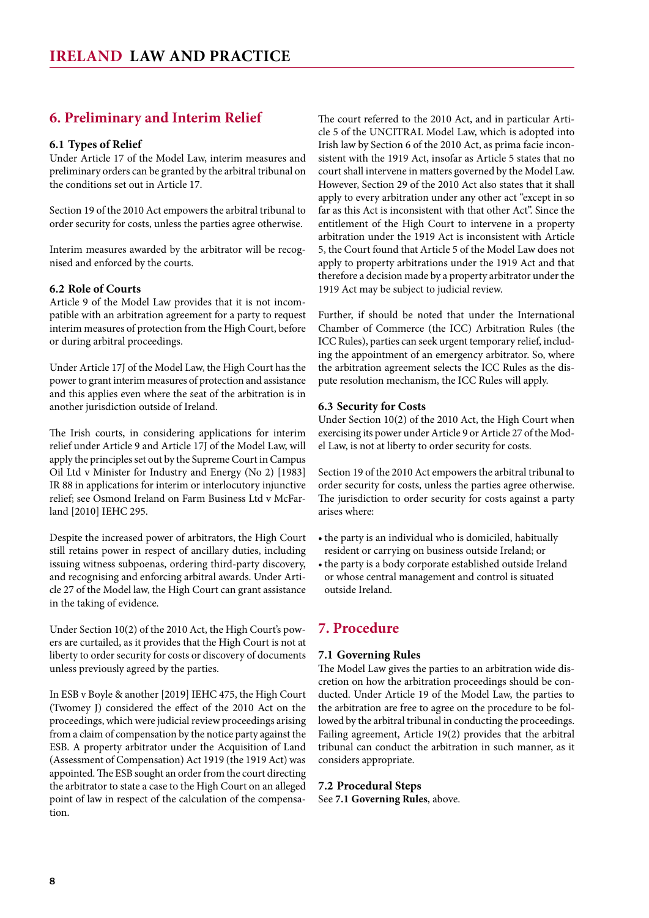## 6. Preliminary and Interim Relief

### 6.1 Types of Relief

Under Article 17 of the Model Law, interim measures and preliminary orders can be granted by the arbitral tribunal on the conditions set out in Article 17.

Section 19 of the 2010 Act empowers the arbitral tribunal to order security for costs, unless the parties agree otherwise.

Interim measures awarded by the arbitrator will be recognised and enforced by the courts.

### 6.2 Role of Courts

Article 9 of the Model Law provides that it is not incompatible with an arbitration agreement for a party to request interim measures of protection from the High Court, before or during arbitral proceedings.

Under Article 17J of the Model Law, the High Court has the power to grant interim measures of protection and assistance and this applies even where the seat of the arbitration is in another jurisdiction outside of Ireland.

The Irish courts, in considering applications for interim relief under Article 9 and Article 17J of the Model Law, will apply the principles set out by the Supreme Court in Campus Oil Ltd v Minister for Industry and Energy (No 2) [1983] IR 88 in applications for interim or interlocutory injunctive relief; see Osmond Ireland on Farm Business Ltd v McFarland [2010] IEHC 295.

Despite the increased power of arbitrators, the High Court still retains power in respect of ancillary duties, including issuing witness subpoenas, ordering third-party discovery, and recognising and enforcing arbitral awards. Under Article 27 of the Model law, the High Court can grant assistance in the taking of evidence.

Under Section 10(2) of the 2010 Act, the High Court's powers are curtailed, as it provides that the High Court is not at liberty to order security for costs or discovery of documents unless previously agreed by the parties.

In ESB v Boyle & another [2019] IEHC 475, the High Court (Twomey J) considered the effect of the 2010 Act on the proceedings, which were judicial review proceedings arising from a claim of compensation by the notice party against the ESB. A property arbitrator under the Acquisition of Land (Assessment of Compensation) Act 1919 (the 1919 Act) was appointed. The ESB sought an order from the court directing the arbitrator to state a case to the High Court on an alleged point of law in respect of the calculation of the compensation.

The court referred to the 2010 Act, and in particular Article 5 of the UNCITRAL Model Law, which is adopted into Irish law by Section 6 of the 2010 Act, as prima facie inconsistent with the 1919 Act, insofar as Article 5 states that no court shall intervene in matters governed by the Model Law. However, Section 29 of the 2010 Act also states that it shall apply to every arbitration under any other act "except in so far as this Act is inconsistent with that other Act". Since the entitlement of the High Court to intervene in a property arbitration under the 1919 Act is inconsistent with Article 5, the Court found that Article 5 of the Model Law does not apply to property arbitrations under the 1919 Act and that therefore a decision made by a property arbitrator under the 1919 Act may be subject to judicial review.

Further, if should be noted that under the International Chamber of Commerce (the ICC) Arbitration Rules (the ICC Rules), parties can seek urgent temporary relief, including the appointment of an emergency arbitrator. So, where the arbitration agreement selects the ICC Rules as the dispute resolution mechanism, the ICC Rules will apply.

### 6.3 Security for Costs

Under Section 10(2) of the 2010 Act, the High Court when exercising its power under Article 9 or Article 27 of the Model Law, is not at liberty to order security for costs.

Section 19 of the 2010 Act empowers the arbitral tribunal to order security for costs, unless the parties agree otherwise. The jurisdiction to order security for costs against a party arises where:

- the party is an individual who is domiciled, habitually resident or carrying on business outside Ireland; or
- the party is a body corporate established outside Ireland or whose central management and control is situated outside Ireland.

## 7. Procedure

### 7.1 Governing Rules

The Model Law gives the parties to an arbitration wide discretion on how the arbitration proceedings should be conducted. Under Article 19 of the Model Law, the parties to the arbitration are free to agree on the procedure to be followed by the arbitral tribunal in conducting the proceedings. Failing agreement, Article 19(2) provides that the arbitral tribunal can conduct the arbitration in such manner, as it considers appropriate.

### 7.2 Procedural Steps

See **7.1 Governing Rules**, above.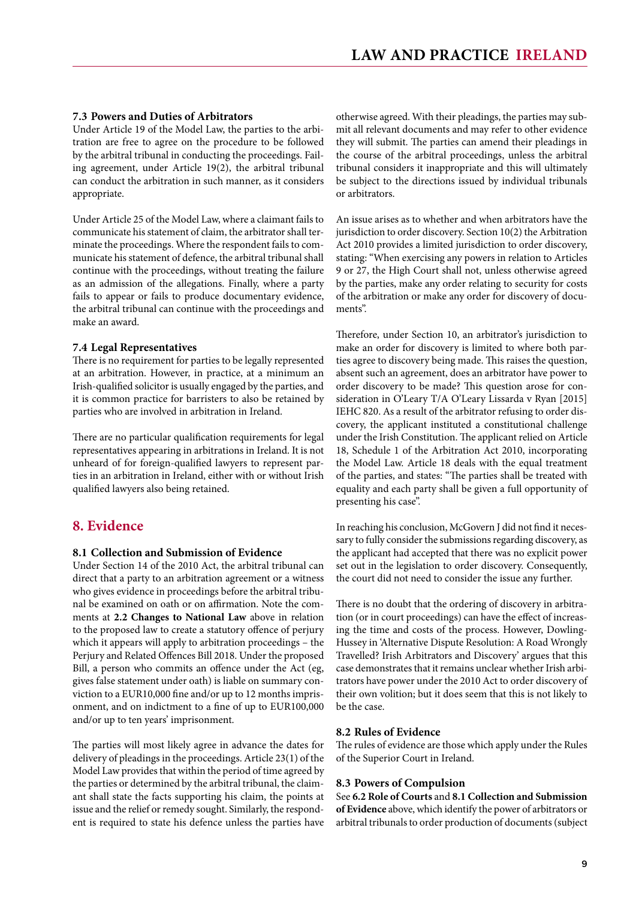### 7.3 Powers and Duties of Arbitrators

Under Article 19 of the Model Law, the parties to the arbitration are free to agree on the procedure to be followed by the arbitral tribunal in conducting the proceedings. Failing agreement, under Article 19(2), the arbitral tribunal can conduct the arbitration in such manner, as it considers appropriate.

Under Article 25 of the Model Law, where a claimant fails to communicate his statement of claim, the arbitrator shall terminate the proceedings. Where the respondent fails to communicate his statement of defence, the arbitral tribunal shall continue with the proceedings, without treating the failure as an admission of the allegations. Finally, where a party fails to appear or fails to produce documentary evidence, the arbitral tribunal can continue with the proceedings and make an award.

### 7.4 Legal Representatives

There is no requirement for parties to be legally represented at an arbitration. However, in practice, at a minimum an Irish-qualified solicitor is usually engaged by the parties, and it is common practice for barristers to also be retained by parties who are involved in arbitration in Ireland.

There are no particular qualification requirements for legal representatives appearing in arbitrations in Ireland. It is not unheard of for foreign-qualified lawyers to represent parties in an arbitration in Ireland, either with or without Irish qualified lawyers also being retained.

## 8. Evidence

### 8.1 Collection and Submission of Evidence

Under Section 14 of the 2010 Act, the arbitral tribunal can direct that a party to an arbitration agreement or a witness who gives evidence in proceedings before the arbitral tribunal be examined on oath or on affirmation. Note the comments at **2.2 Changes to National Law** above in relation to the proposed law to create a statutory offence of perjury which it appears will apply to arbitration proceedings – the Perjury and Related Offences Bill 2018. Under the proposed Bill, a person who commits an offence under the Act (eg, gives false statement under oath) is liable on summary conviction to a EUR10,000 fine and/or up to 12 months imprisonment, and on indictment to a fine of up to EUR100,000 and/or up to ten years' imprisonment.

The parties will most likely agree in advance the dates for delivery of pleadings in the proceedings. Article 23(1) of the Model Law provides that within the period of time agreed by the parties or determined by the arbitral tribunal, the claimant shall state the facts supporting his claim, the points at issue and the relief or remedy sought. Similarly, the respondent is required to state his defence unless the parties have otherwise agreed. With their pleadings, the parties may submit all relevant documents and may refer to other evidence they will submit. The parties can amend their pleadings in the course of the arbitral proceedings, unless the arbitral tribunal considers it inappropriate and this will ultimately be subject to the directions issued by individual tribunals or arbitrators.

An issue arises as to whether and when arbitrators have the jurisdiction to order discovery. Section 10(2) the Arbitration Act 2010 provides a limited jurisdiction to order discovery, stating: "When exercising any powers in relation to Articles 9 or 27, the High Court shall not, unless otherwise agreed by the parties, make any order relating to security for costs of the arbitration or make any order for discovery of documents".

Therefore, under Section 10, an arbitrator's jurisdiction to make an order for discovery is limited to where both parties agree to discovery being made. This raises the question, absent such an agreement, does an arbitrator have power to order discovery to be made? This question arose for consideration in O'Leary T/A O'Leary Lissarda v Ryan [2015] IEHC 820. As a result of the arbitrator refusing to order discovery, the applicant instituted a constitutional challenge under the Irish Constitution. The applicant relied on Article 18, Schedule 1 of the Arbitration Act 2010, incorporating the Model Law. Article 18 deals with the equal treatment of the parties, and states: "The parties shall be treated with equality and each party shall be given a full opportunity of presenting his case".

In reaching his conclusion, McGovern J did not find it necessary to fully consider the submissions regarding discovery, as the applicant had accepted that there was no explicit power set out in the legislation to order discovery. Consequently, the court did not need to consider the issue any further.

There is no doubt that the ordering of discovery in arbitration (or in court proceedings) can have the effect of increasing the time and costs of the process. However, Dowling-Hussey in 'Alternative Dispute Resolution: A Road Wrongly Travelled? Irish Arbitrators and Discovery' argues that this case demonstrates that it remains unclear whether Irish arbitrators have power under the 2010 Act to order discovery of their own volition; but it does seem that this is not likely to be the case.

### 8.2 Rules of Evidence

The rules of evidence are those which apply under the Rules of the Superior Court in Ireland.

### 8.3 Powers of Compulsion

See **6.2 Role of Courts** and **8.1 Collection and Submission of Evidence** above, which identify the power of arbitrators or arbitral tribunals to order production of documents (subject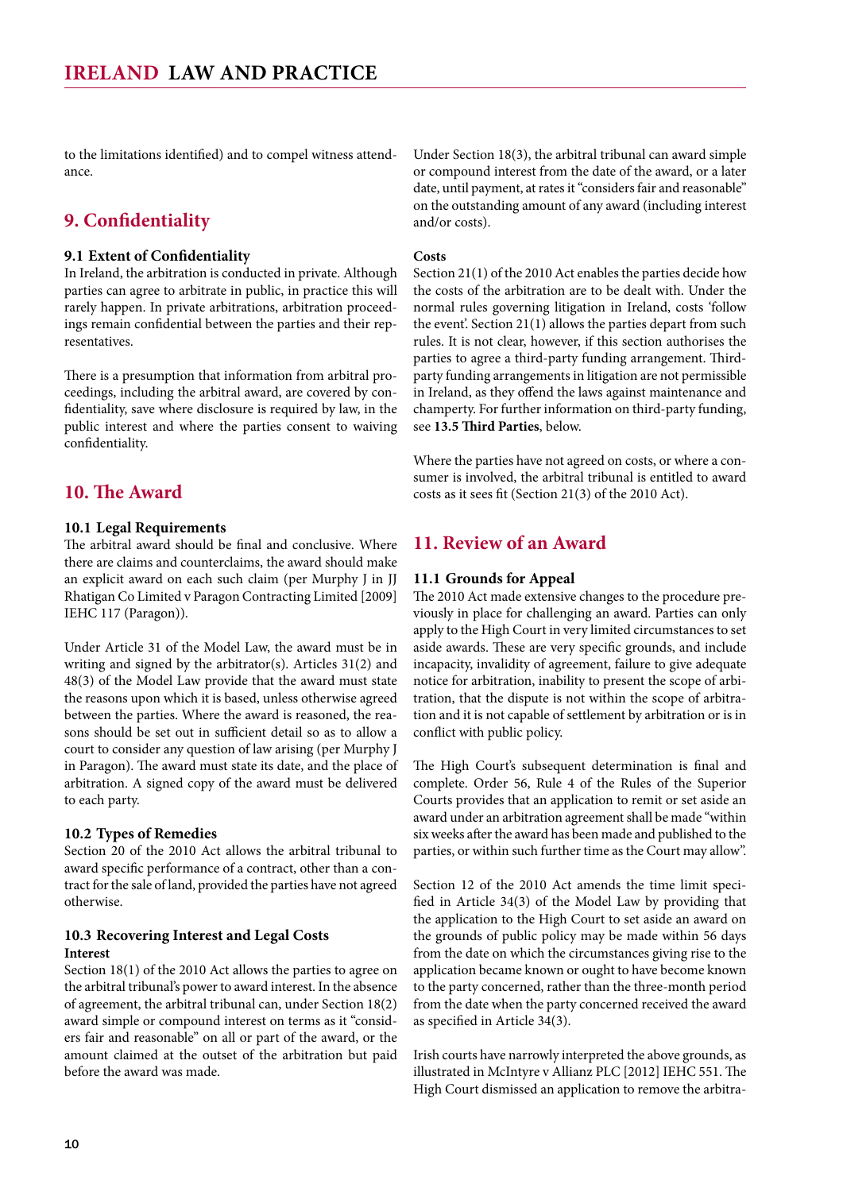to the limitations identified) and to compel witness attendance.

## 9. Confidentiality

### 9.1 Extent of Confidentiality

In Ireland, the arbitration is conducted in private. Although parties can agree to arbitrate in public, in practice this will rarely happen. In private arbitrations, arbitration proceedings remain confidential between the parties and their representatives.

There is a presumption that information from arbitral proceedings, including the arbitral award, are covered by confidentiality, save where disclosure is required by law, in the public interest and where the parties consent to waiving confidentiality.

## 10. The Award

### 10.1 Legal Requirements

The arbitral award should be final and conclusive. Where there are claims and counterclaims, the award should make an explicit award on each such claim (per Murphy J in JJ Rhatigan Co Limited v Paragon Contracting Limited [2009] IEHC 117 (Paragon)).

Under Article 31 of the Model Law, the award must be in writing and signed by the arbitrator(s). Articles 31(2) and 48(3) of the Model Law provide that the award must state the reasons upon which it is based, unless otherwise agreed between the parties. Where the award is reasoned, the reasons should be set out in sufficient detail so as to allow a court to consider any question of law arising (per Murphy J in Paragon). The award must state its date, and the place of arbitration. A signed copy of the award must be delivered to each party.

### 10.2 Types of Remedies

Section 20 of the 2010 Act allows the arbitral tribunal to award specific performance of a contract, other than a contract for the sale of land, provided the parties have not agreed otherwise.

### 10.3 Recovering Interest and Legal Costs

**Interest**

Section 18(1) of the 2010 Act allows the parties to agree on the arbitral tribunal's power to award interest. In the absence of agreement, the arbitral tribunal can, under Section 18(2) award simple or compound interest on terms as it "considers fair and reasonable" on all or part of the award, or the amount claimed at the outset of the arbitration but paid before the award was made.

Under Section 18(3), the arbitral tribunal can award simple or compound interest from the date of the award, or a later date, until payment, at rates it "considers fair and reasonable" on the outstanding amount of any award (including interest and/or costs).

**Costs**

Section 21(1) of the 2010 Act enables the parties decide how the costs of the arbitration are to be dealt with. Under the normal rules governing litigation in Ireland, costs 'follow the event'. Section 21(1) allows the parties depart from such rules. It is not clear, however, if this section authorises the parties to agree a third-party funding arrangement. Third-party funding arrangements in litigation are not permissible in Ireland, as they offend the laws against maintenance and champerty. For further information on third-party funding, see **13.5 Third Parties**, below.

Where the parties have not agreed on costs, or where a consumer is involved, the arbitral tribunal is entitled to award costs as it sees fit (Section 21(3) of the 2010 Act).

## 11. Review of an Award

### 11.1 Grounds for Appeal

The 2010 Act made extensive changes to the procedure previously in place for challenging an award. Parties can only apply to the High Court in very limited circumstances to set aside awards. These are very specific grounds, and include incapacity, invalidity of agreement, failure to give adequate notice for arbitration, inability to present the scope of arbitration, that the dispute is not within the scope of arbitration and it is not capable of settlement by arbitration or is in conflict with public policy.

The High Court's subsequent determination is final and complete. Order 56, Rule 4 of the Rules of the Superior Courts provides that an application to remit or set aside an award under an arbitration agreement shall be made "within six weeks after the award has been made and published to the parties, or within such further time as the Court may allow".

Section 12 of the 2010 Act amends the time limit specified in Article 34(3) of the Model Law by providing that the application to the High Court to set aside an award on the grounds of public policy may be made within 56 days from the date on which the circumstances giving rise to the application became known or ought to have become known to the party concerned, rather than the three-month period from the date when the party concerned received the award as specified in Article 34(3).

Irish courts have narrowly interpreted the above grounds, as illustrated in McIntyre v Allianz PLC [2012] IEHC 551. The High Court dismissed an application to remove the arbitra-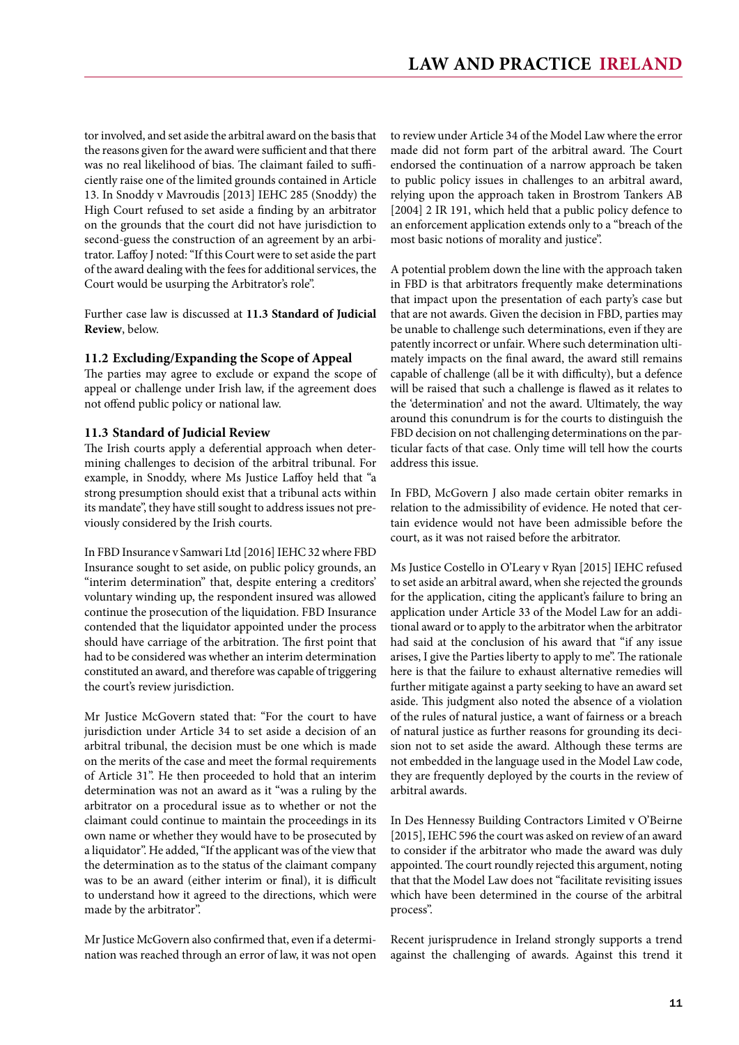tor involved, and set aside the arbitral award on the basis that the reasons given for the award were sufficient and that there was no real likelihood of bias. The claimant failed to sufficiently raise one of the limited grounds contained in Article 13. In Snoddy v Mavroudis [2013] IEHC 285 (Snoddy) the High Court refused to set aside a finding by an arbitrator on the grounds that the court did not have jurisdiction to second-guess the construction of an agreement by an arbitrator. Laffoy J noted: "If this Court were to set aside the part of the award dealing with the fees for additional services, the Court would be usurping the Arbitrator's role".

Further case law is discussed at **11.3 Standard of Judicial Review**, below.

### 11.2 Excluding/Expanding the Scope of Appeal

The parties may agree to exclude or expand the scope of appeal or challenge under Irish law, if the agreement does not offend public policy or national law.

### 11.3 Standard of Judicial Review

The Irish courts apply a deferential approach when determining challenges to decision of the arbitral tribunal. For example, in Snoddy, where Ms Justice Laffoy held that "a strong presumption should exist that a tribunal acts within its mandate", they have still sought to address issues not previously considered by the Irish courts.

In FBD Insurance v Samwari Ltd [2016] IEHC 32 where FBD Insurance sought to set aside, on public policy grounds, an "interim determination" that, despite entering a creditors' voluntary winding up, the respondent insured was allowed continue the prosecution of the liquidation. FBD Insurance contended that the liquidator appointed under the process should have carriage of the arbitration. The first point that had to be considered was whether an interim determination constituted an award, and therefore was capable of triggering the court's review jurisdiction.

Mr Justice McGovern stated that: "For the court to have jurisdiction under Article 34 to set aside a decision of an arbitral tribunal, the decision must be one which is made on the merits of the case and meet the formal requirements of Article 31". He then proceeded to hold that an interim determination was not an award as it "was a ruling by the arbitrator on a procedural issue as to whether or not the claimant could continue to maintain the proceedings in its own name or whether they would have to be prosecuted by a liquidator". He added, "If the applicant was of the view that the determination as to the status of the claimant company was to be an award (either interim or final), it is difficult to understand how it agreed to the directions, which were made by the arbitrator".

Mr Justice McGovern also confirmed that, even if a determination was reached through an error of law, it was not open to review under Article 34 of the Model Law where the error made did not form part of the arbitral award. The Court endorsed the continuation of a narrow approach be taken to public policy issues in challenges to an arbitral award, relying upon the approach taken in Brostrom Tankers AB [2004] 2 IR 191, which held that a public policy defence to an enforcement application extends only to a "breach of the most basic notions of morality and justice".

A potential problem down the line with the approach taken in FBD is that arbitrators frequently make determinations that impact upon the presentation of each party's case but that are not awards. Given the decision in FBD, parties may be unable to challenge such determinations, even if they are patently incorrect or unfair. Where such determination ultimately impacts on the final award, the award still remains capable of challenge (all be it with difficulty), but a defence will be raised that such a challenge is flawed as it relates to the 'determination' and not the award. Ultimately, the way around this conundrum is for the courts to distinguish the FBD decision on not challenging determinations on the particular facts of that case. Only time will tell how the courts address this issue.

In FBD, McGovern J also made certain obiter remarks in relation to the admissibility of evidence. He noted that certain evidence would not have been admissible before the court, as it was not raised before the arbitrator.

Ms Justice Costello in O'Leary v Ryan [2015] IEHC refused to set aside an arbitral award, when she rejected the grounds for the application, citing the applicant's failure to bring an application under Article 33 of the Model Law for an additional award or to apply to the arbitrator when the arbitrator had said at the conclusion of his award that "if any issue arises, I give the Parties liberty to apply to me". The rationale here is that the failure to exhaust alternative remedies will further mitigate against a party seeking to have an award set aside. This judgment also noted the absence of a violation of the rules of natural justice, a want of fairness or a breach of natural justice as further reasons for grounding its decision not to set aside the award. Although these terms are not embedded in the language used in the Model Law code, they are frequently deployed by the courts in the review of arbitral awards.

In Des Hennessy Building Contractors Limited v O'Beirne [2015], IEHC 596 the court was asked on review of an award to consider if the arbitrator who made the award was duly appointed. The court roundly rejected this argument, noting that that the Model Law does not "facilitate revisiting issues which have been determined in the course of the arbitral process".

Recent jurisprudence in Ireland strongly supports a trend against the challenging of awards. Against this trend it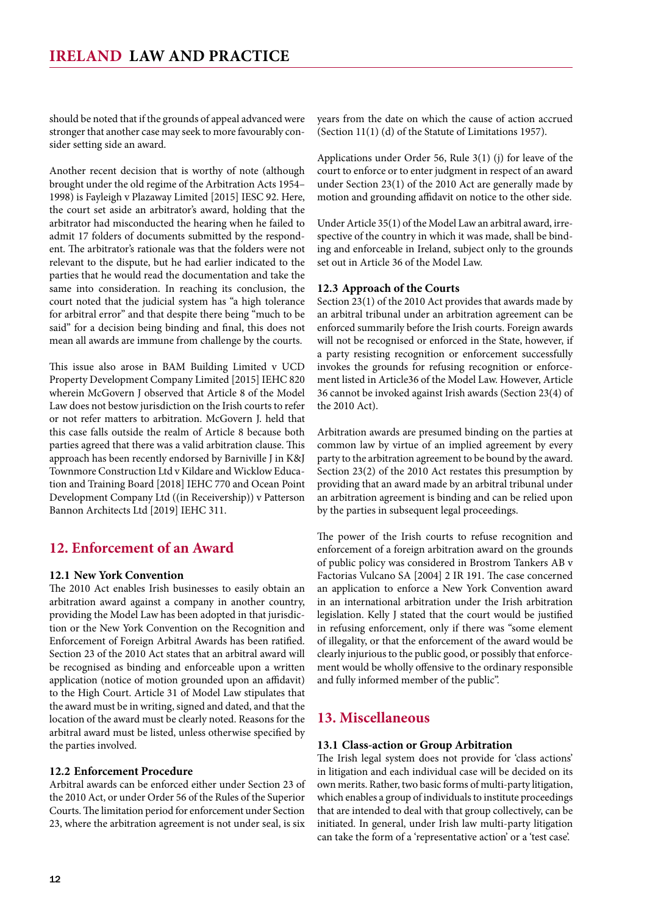should be noted that if the grounds of appeal advanced were stronger that another case may seek to more favourably consider setting side an award.

Another recent decision that is worthy of note (although brought under the old regime of the Arbitration Acts 1954–1998) is Fayleigh v Plazaway Limited [2015] IESC 92. Here, the court set aside an arbitrator's award, holding that the arbitrator had misconducted the hearing when he failed to admit 17 folders of documents submitted by the respondent. The arbitrator's rationale was that the folders were not relevant to the dispute, but he had earlier indicated to the parties that he would read the documentation and take the same into consideration. In reaching its conclusion, the court noted that the judicial system has "a high tolerance for arbitral error" and that despite there being "much to be said" for a decision being binding and final, this does not mean all awards are immune from challenge by the courts.

This issue also arose in BAM Building Limited v UCD Property Development Company Limited [2015] IEHC 820 wherein McGovern J observed that Article 8 of the Model Law does not bestow jurisdiction on the Irish courts to refer or not refer matters to arbitration. McGovern J. held that this case falls outside the realm of Article 8 because both parties agreed that there was a valid arbitration clause. This approach has been recently endorsed by Barniville J in K&J Townmore Construction Ltd v Kildare and Wicklow Education and Training Board [2018] IEHC 770 and Ocean Point Development Company Ltd ((in Receivership)) v Patterson Bannon Architects Ltd [2019] IEHC 311.

## 12. Enforcement of an Award

### 12.1 New York Convention

The 2010 Act enables Irish businesses to easily obtain an arbitration award against a company in another country, providing the Model Law has been adopted in that jurisdiction or the New York Convention on the Recognition and Enforcement of Foreign Arbitral Awards has been ratified. Section 23 of the 2010 Act states that an arbitral award will be recognised as binding and enforceable upon a written application (notice of motion grounded upon an affidavit) to the High Court. Article 31 of Model Law stipulates that the award must be in writing, signed and dated, and that the location of the award must be clearly noted. Reasons for the arbitral award must be listed, unless otherwise specified by the parties involved.

### 12.2 Enforcement Procedure

Arbitral awards can be enforced either under Section 23 of the 2010 Act, or under Order 56 of the Rules of the Superior Courts. The limitation period for enforcement under Section 23, where the arbitration agreement is not under seal, is six years from the date on which the cause of action accrued (Section 11(1) (d) of the Statute of Limitations 1957).

Applications under Order 56, Rule 3(1) (j) for leave of the court to enforce or to enter judgment in respect of an award under Section 23(1) of the 2010 Act are generally made by motion and grounding affidavit on notice to the other side.

Under Article 35(1) of the Model Law an arbitral award, irrespective of the country in which it was made, shall be binding and enforceable in Ireland, subject only to the grounds set out in Article 36 of the Model Law.

### 12.3 Approach of the Courts

Section 23(1) of the 2010 Act provides that awards made by an arbitral tribunal under an arbitration agreement can be enforced summarily before the Irish courts. Foreign awards will not be recognised or enforced in the State, however, if a party resisting recognition or enforcement successfully invokes the grounds for refusing recognition or enforcement listed in Article36 of the Model Law. However, Article 36 cannot be invoked against Irish awards (Section 23(4) of the 2010 Act).

Arbitration awards are presumed binding on the parties at common law by virtue of an implied agreement by every party to the arbitration agreement to be bound by the award. Section 23(2) of the 2010 Act restates this presumption by providing that an award made by an arbitral tribunal under an arbitration agreement is binding and can be relied upon by the parties in subsequent legal proceedings.

The power of the Irish courts to refuse recognition and enforcement of a foreign arbitration award on the grounds of public policy was considered in Brostrom Tankers AB v Factorias Vulcano SA [2004] 2 IR 191. The case concerned an application to enforce a New York Convention award in an international arbitration under the Irish arbitration legislation. Kelly J stated that the court would be justified in refusing enforcement, only if there was "some element of illegality, or that the enforcement of the award would be clearly injurious to the public good, or possibly that enforcement would be wholly offensive to the ordinary responsible and fully informed member of the public".

## 13. Miscellaneous

### 13.1 Class-action or Group Arbitration

The Irish legal system does not provide for 'class actions' in litigation and each individual case will be decided on its own merits. Rather, two basic forms of multi-party litigation, which enables a group of individuals to institute proceedings that are intended to deal with that group collectively, can be initiated. In general, under Irish law multi-party litigation can take the form of a 'representative action' or a 'test case'.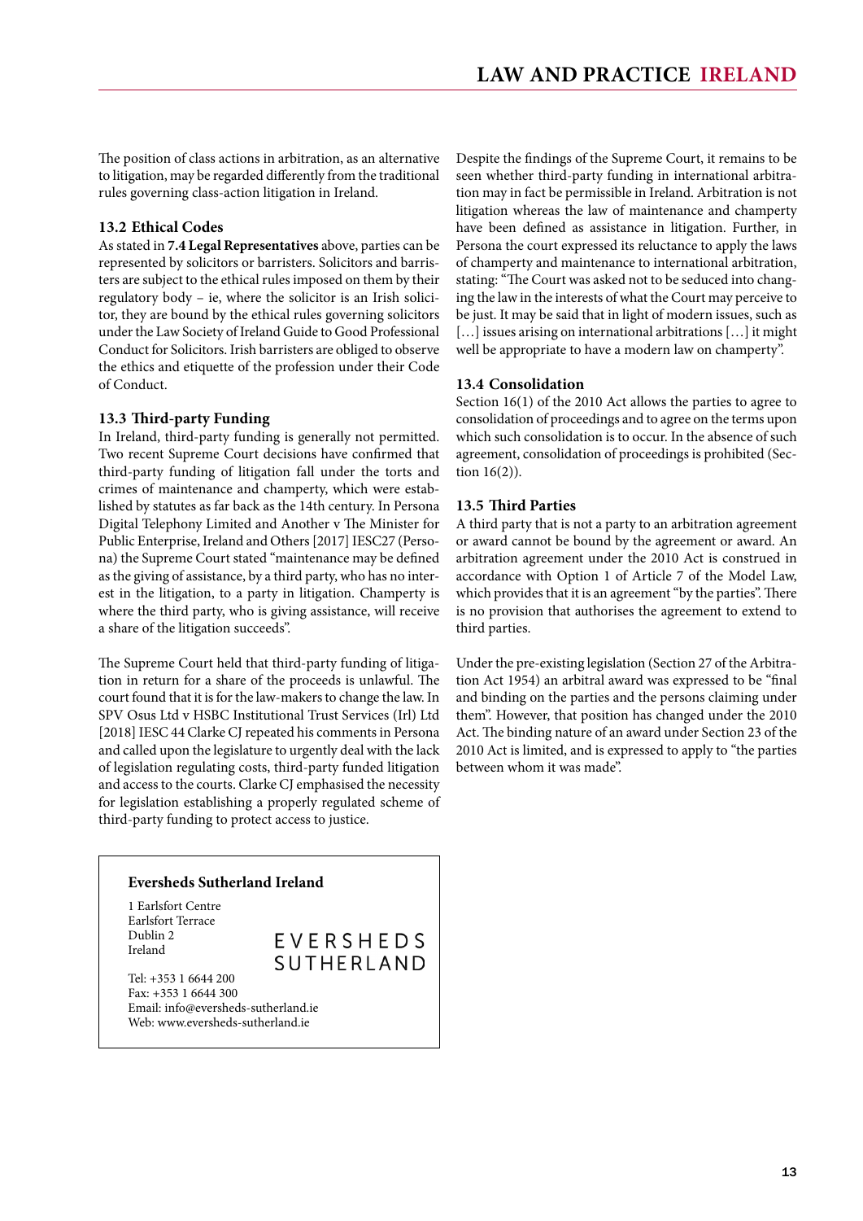The position of class actions in arbitration, as an alternative to litigation, may be regarded differently from the traditional rules governing class-action litigation in Ireland.

### 13.2 Ethical Codes

As stated in **7.4 Legal Representatives** above, parties can be represented by solicitors or barristers. Solicitors and barristers are subject to the ethical rules imposed on them by their regulatory body – ie, where the solicitor is an Irish solicitor, they are bound by the ethical rules governing solicitors under the Law Society of Ireland Guide to Good Professional Conduct for Solicitors. Irish barristers are obliged to observe the ethics and etiquette of the profession under their Code of Conduct.

### 13.3 Third-party Funding

In Ireland, third-party funding is generally not permitted. Two recent Supreme Court decisions have confirmed that third-party funding of litigation fall under the torts and crimes of maintenance and champerty, which were established by statutes as far back as the 14th century. In Persona Digital Telephony Limited and Another v The Minister for Public Enterprise, Ireland and Others [2017] IESC27 (Persona) the Supreme Court stated "maintenance may be defined as the giving of assistance, by a third party, who has no interest in the litigation, to a party in litigation. Champerty is where the third party, who is giving assistance, will receive a share of the litigation succeeds".

The Supreme Court held that third-party funding of litigation in return for a share of the proceeds is unlawful. The court found that it is for the law-makers to change the law. In SPV Osus Ltd v HSBC Institutional Trust Services (Irl) Ltd [2018] IESC 44 Clarke CJ repeated his comments in Persona and called upon the legislature to urgently deal with the lack of legislation regulating costs, third-party funded litigation and access to the courts. Clarke CJ emphasised the necessity for legislation establishing a properly regulated scheme of third-party funding to protect access to justice.

Despite the findings of the Supreme Court, it remains to be seen whether third-party funding in international arbitration may in fact be permissible in Ireland. Arbitration is not litigation whereas the law of maintenance and champerty have been defined as assistance in litigation. Further, in Persona the court expressed its reluctance to apply the laws of champerty and maintenance to international arbitration, stating: "The Court was asked not to be seduced into changing the law in the interests of what the Court may perceive to be just. It may be said that in light of modern issues, such as […] issues arising on international arbitrations […] it might well be appropriate to have a modern law on champerty".

### 13.4 Consolidation

Section 16(1) of the 2010 Act allows the parties to agree to consolidation of proceedings and to agree on the terms upon which such consolidation is to occur. In the absence of such agreement, consolidation of proceedings is prohibited (Section 16(2)).

### 13.5 Third Parties

A third party that is not a party to an arbitration agreement or award cannot be bound by the agreement or award. An arbitration agreement under the 2010 Act is construed in accordance with Option 1 of Article 7 of the Model Law, which provides that it is an agreement "by the parties". There is no provision that authorises the agreement to extend to third parties.

Under the pre-existing legislation (Section 27 of the Arbitration Act 1954) an arbitral award was expressed to be "final and binding on the parties and the persons claiming under them". However, that position has changed under the 2010 Act. The binding nature of an award under Section 23 of the 2010 Act is limited, and is expressed to apply to "the parties between whom it was made".

**Eversheds Sutherland Ireland**

1 Earlsfort Centre
Earlsfort Terrace
Dublin 2
Ireland

EVERSHEDS SUTHERLAND

Tel: +353 1 6644 200
Fax: +353 1 6644 300
Email: info@eversheds-sutherland.ie
Web: www.eversheds-sutherland.ie